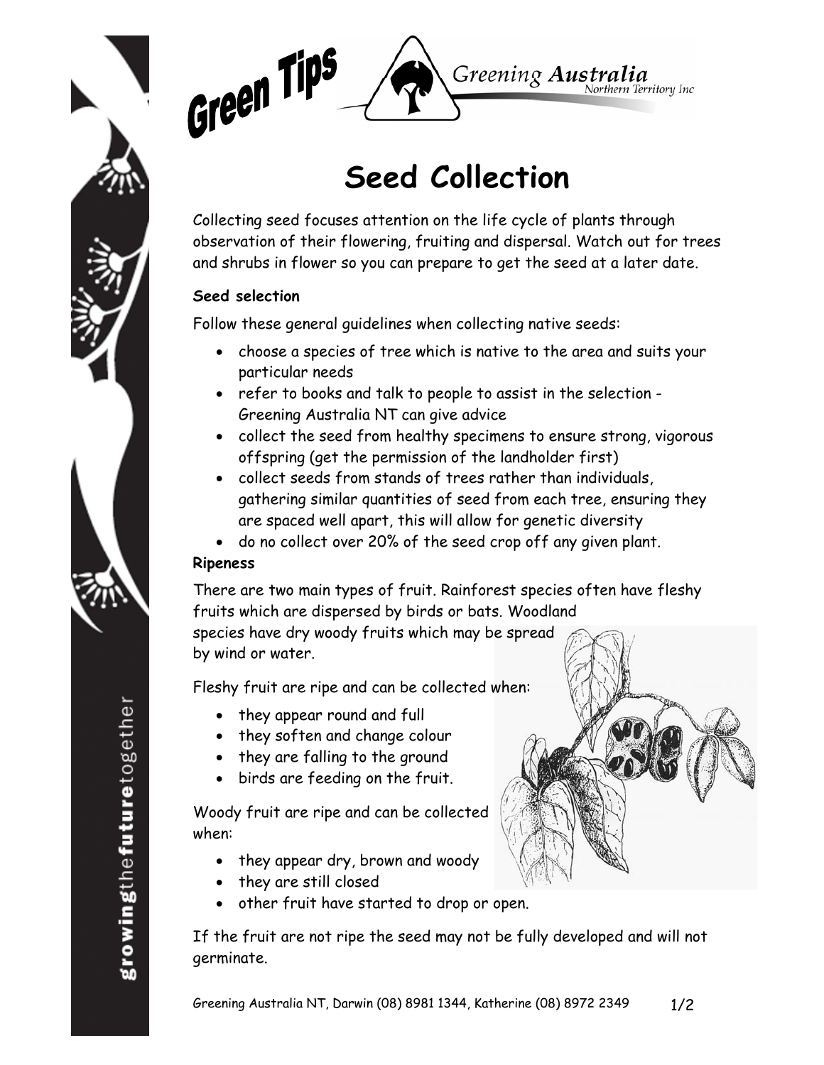Green Tips

Greening Australia Northern Territory Inc

# Seed Collection

Collecting seed focuses attention on the life cycle of plants through observation of their flowering, fruiting and dispersal. Watch out for trees and shrubs in flower so you can prepare to get the seed at a later date.

**Seed selection**

Follow these general guidelines when collecting native seeds:

- choose a species of tree which is native to the area and suits your particular needs
- refer to books and talk to people to assist in the selection - Greening Australia NT can give advice
- collect the seed from healthy specimens to ensure strong, vigorous offspring (get the permission of the landholder first)
- collect seeds from stands of trees rather than individuals, gathering similar quantities of seed from each tree, ensuring they are spaced well apart, this will allow for genetic diversity
- do no collect over 20% of the seed crop off any given plant.

**Ripeness**

There are two main types of fruit. Rainforest species often have fleshy fruits which are dispersed by birds or bats. Woodland species have dry woody fruits which may be spread by wind or water.

Fleshy fruit are ripe and can be collected when:

- they appear round and full
- they soften and change colour
- they are falling to the ground
- birds are feeding on the fruit.

Woody fruit are ripe and can be collected when:

- they appear dry, brown and woody
- they are still closed
- other fruit have started to drop or open.

If the fruit are not ripe the seed may not be fully developed and will not germinate.

Greening Australia NT, Darwin (08) 8981 1344, Katherine (08) 8972 2349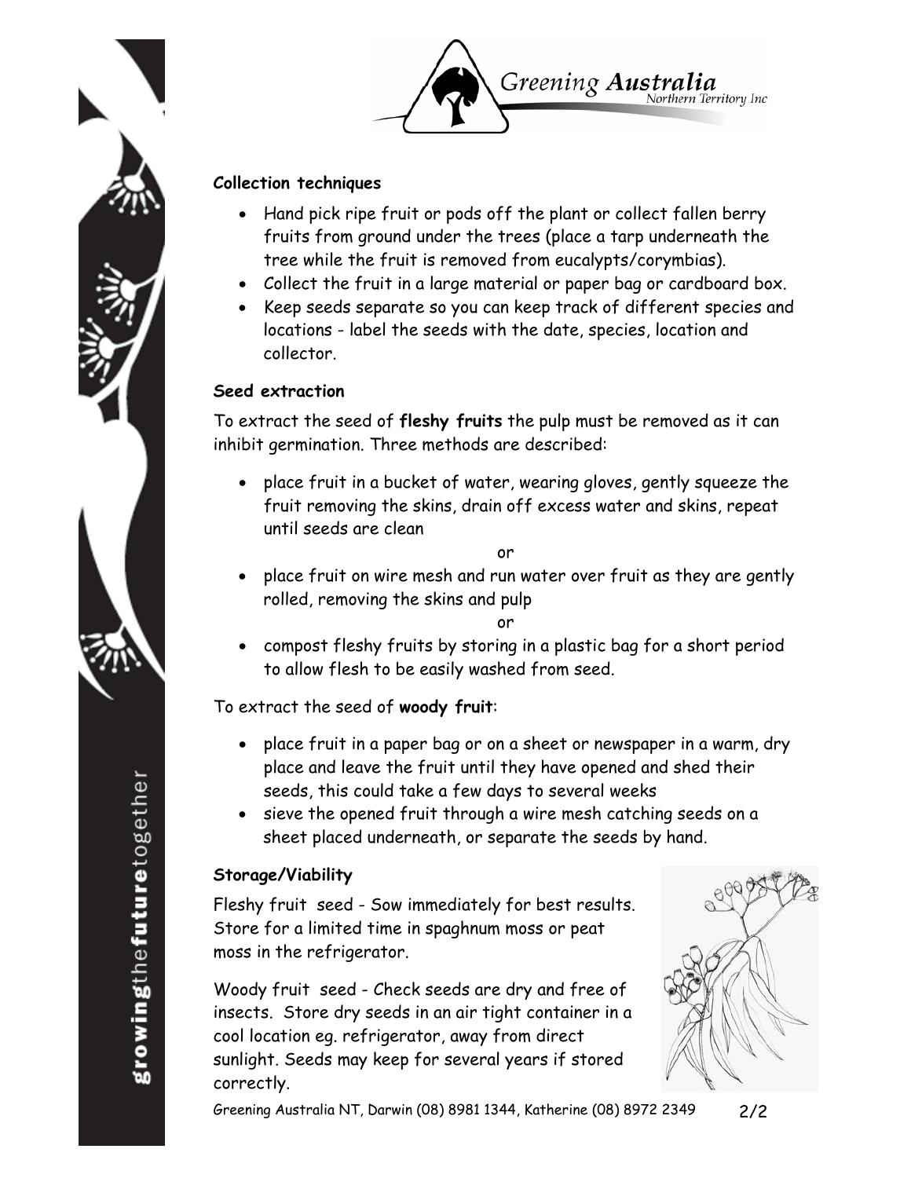### Collection techniques

- Hand pick ripe fruit or pods off the plant or collect fallen berry fruits from ground under the trees (place a tarp underneath the tree while the fruit is removed from eucalypts/corymbias).
- Collect the fruit in a large material or paper bag or cardboard box.
- Keep seeds separate so you can keep track of different species and locations - label the seeds with the date, species, location and collector.

### Seed extraction

To extract the seed of **fleshy fruits** the pulp must be removed as it can inhibit germination. Three methods are described:

- place fruit in a bucket of water, wearing gloves, gently squeeze the fruit removing the skins, drain off excess water and skins, repeat until seeds are clean

  or

- place fruit on wire mesh and run water over fruit as they are gently rolled, removing the skins and pulp

  or

- compost fleshy fruits by storing in a plastic bag for a short period to allow flesh to be easily washed from seed.

To extract the seed of **woody fruit**:

- place fruit in a paper bag or on a sheet or newspaper in a warm, dry place and leave the fruit until they have opened and shed their seeds, this could take a few days to several weeks
- sieve the opened fruit through a wire mesh catching seeds on a sheet placed underneath, or separate the seeds by hand.

### Storage/Viability

Fleshy fruit seed - Sow immediately for best results. Store for a limited time in spaghnum moss or peat moss in the refrigerator.

Woody fruit seed - Check seeds are dry and free of insects. Store dry seeds in an air tight container in a cool location eg. refrigerator, away from direct sunlight. Seeds may keep for several years if stored correctly.

Greening Australia NT, Darwin (08) 8981 1344, Katherine (08) 8972 2349